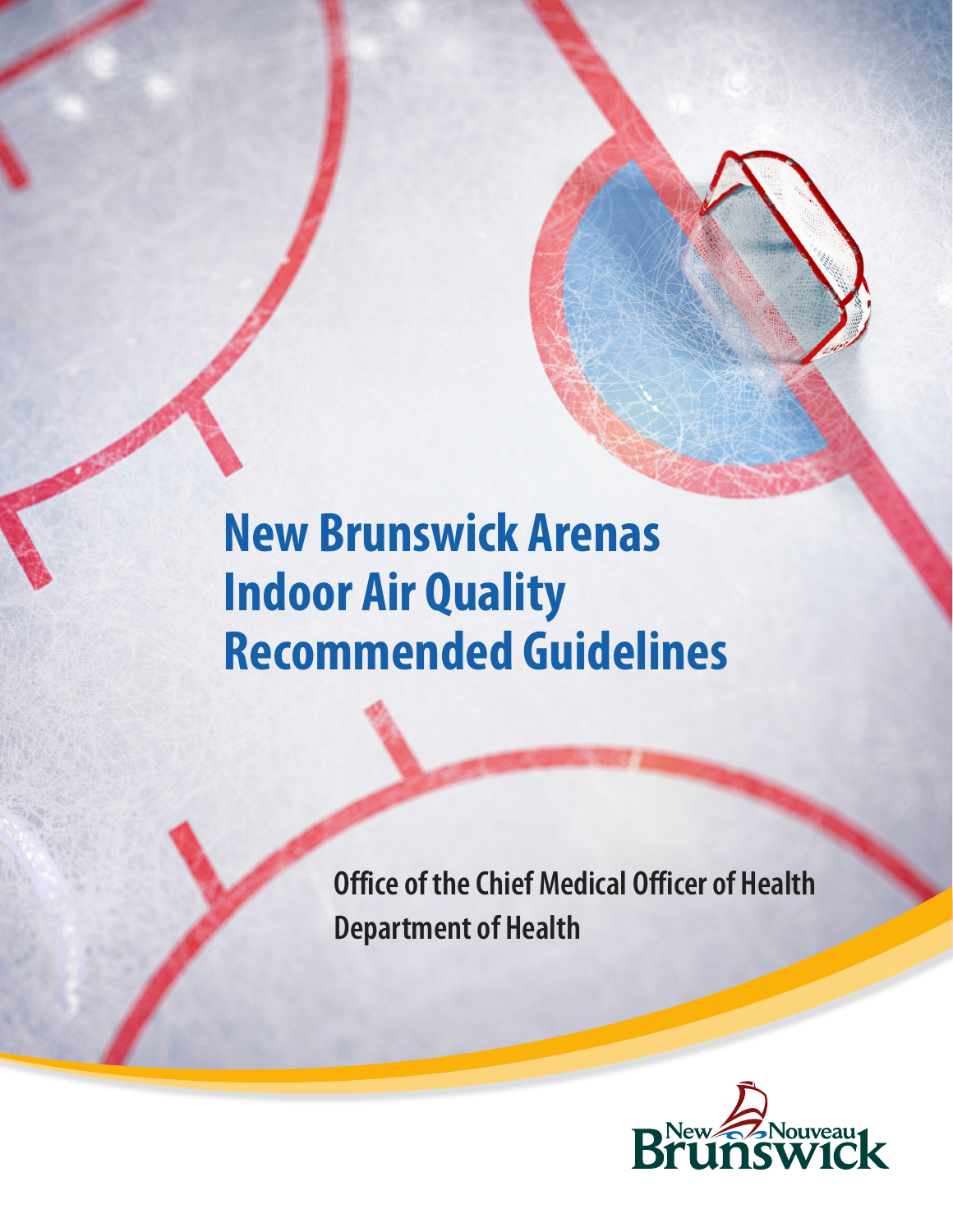# New Brunswick Arenas Indoor Air Quality Recommended Guidelines

**Office of the Chief Medical Officer of Health**

**Department of Health**

New Nouveau Brunswick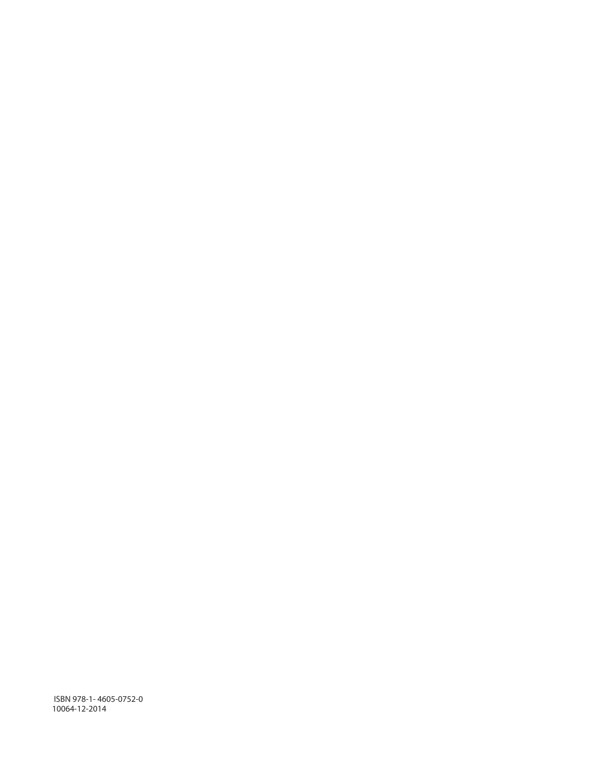ISBN 978-1- 4605-0752-0
10064-12-2014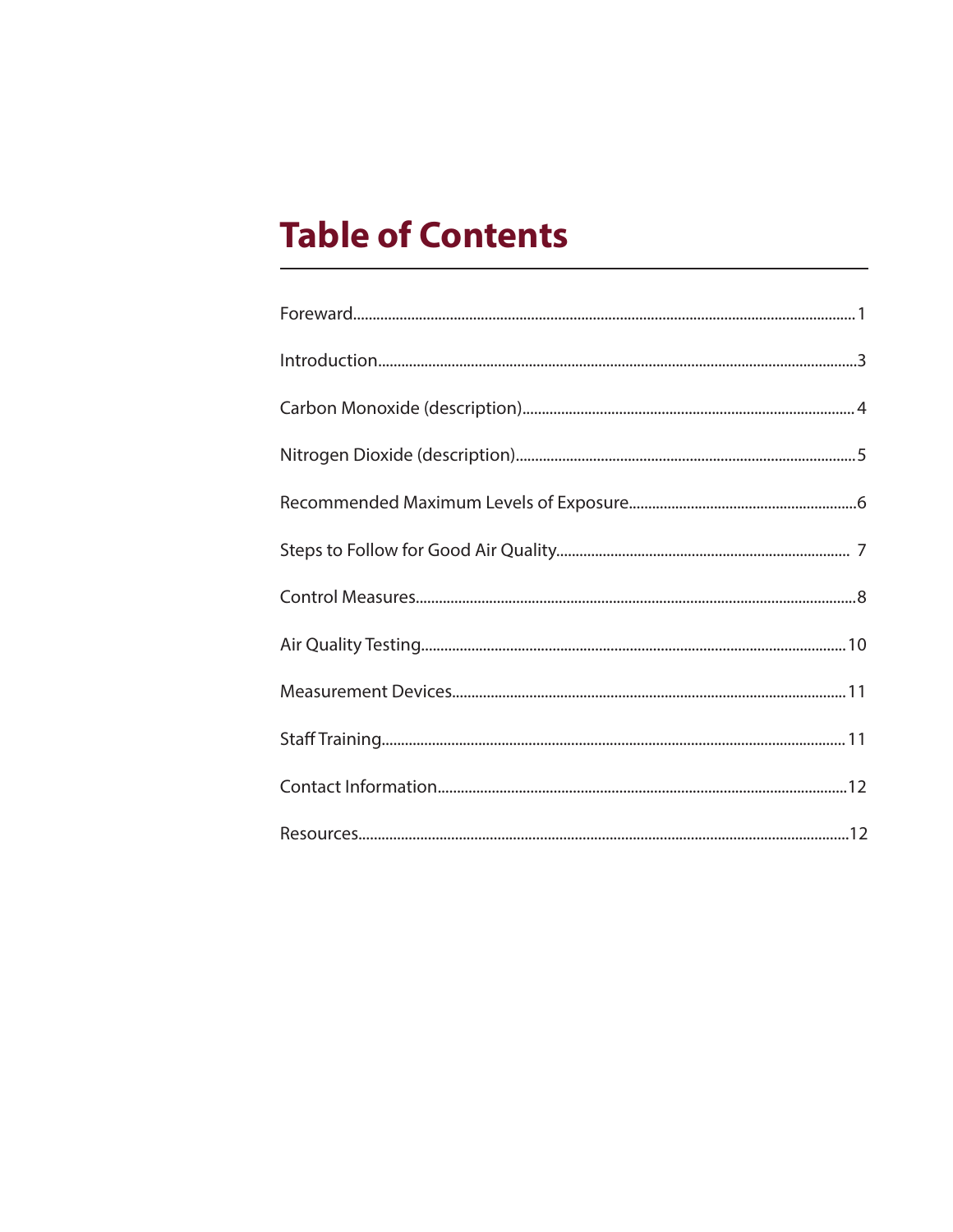# Table of Contents

Foreward........................................................................................................ 1

Introduction....................................................................................................3

Carbon Monoxide (description).................................................................... 4

Nitrogen Dioxide (description)......................................................................5

Recommended Maximum Levels of Exposure..........................................6

Steps to Follow for Good Air Quality.......................................................... 7

Control Measures..........................................................................................8

Air Quality Testing.......................................................................................10

Measurement Devices.................................................................................11

Staff Training................................................................................................11

Contact Information....................................................................................12

Resources.....................................................................................................12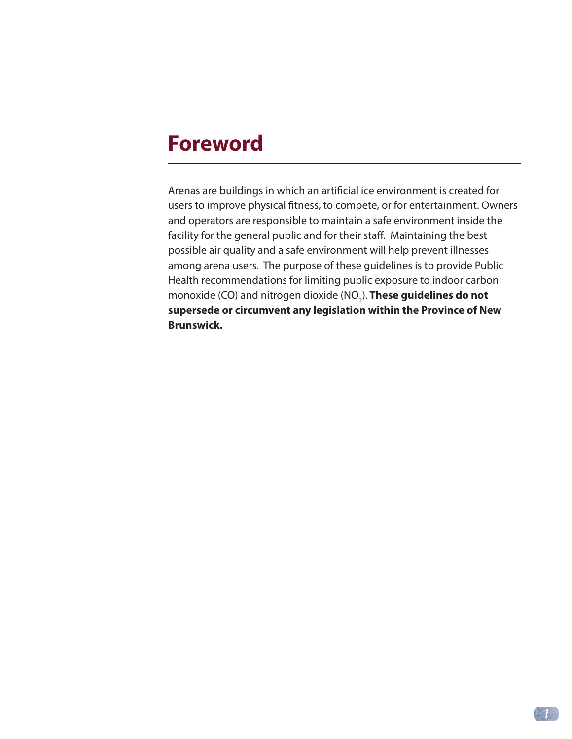# Foreword

Arenas are buildings in which an artificial ice environment is created for users to improve physical fitness, to compete, or for entertainment. Owners and operators are responsible to maintain a safe environment inside the facility for the general public and for their staff. Maintaining the best possible air quality and a safe environment will help prevent illnesses among arena users. The purpose of these guidelines is to provide Public Health recommendations for limiting public exposure to indoor carbon monoxide (CO) and nitrogen dioxide ($NO_2$). **These guidelines do not supersede or circumvent any legislation within the Province of New Brunswick.**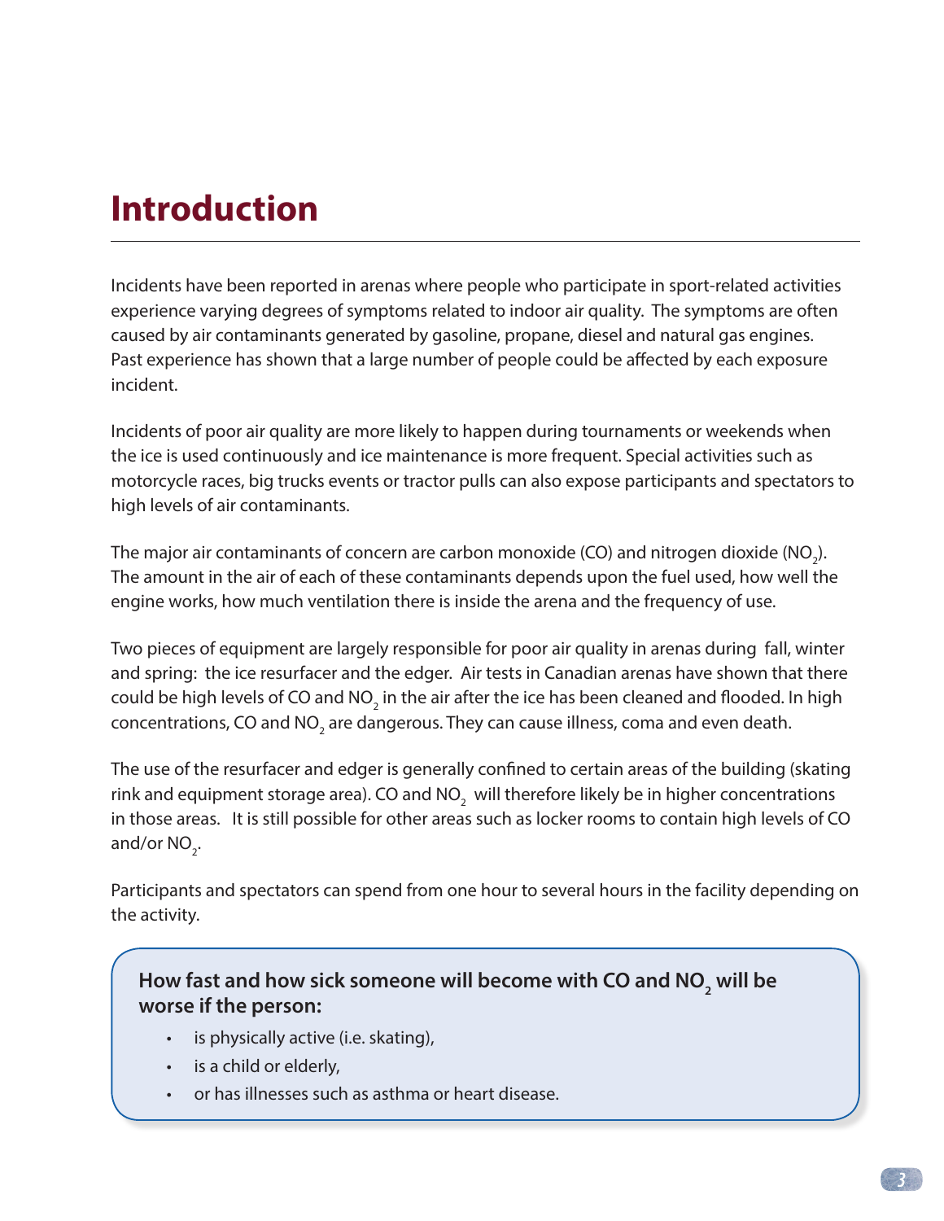# Introduction

Incidents have been reported in arenas where people who participate in sport-related activities experience varying degrees of symptoms related to indoor air quality. The symptoms are often caused by air contaminants generated by gasoline, propane, diesel and natural gas engines. Past experience has shown that a large number of people could be affected by each exposure incident.

Incidents of poor air quality are more likely to happen during tournaments or weekends when the ice is used continuously and ice maintenance is more frequent. Special activities such as motorcycle races, big trucks events or tractor pulls can also expose participants and spectators to high levels of air contaminants.

The major air contaminants of concern are carbon monoxide (CO) and nitrogen dioxide ($NO_2$). The amount in the air of each of these contaminants depends upon the fuel used, how well the engine works, how much ventilation there is inside the arena and the frequency of use.

Two pieces of equipment are largely responsible for poor air quality in arenas during fall, winter and spring: the ice resurfacer and the edger. Air tests in Canadian arenas have shown that there could be high levels of CO and $NO_2$ in the air after the ice has been cleaned and flooded. In high concentrations, CO and $NO_2$ are dangerous. They can cause illness, coma and even death.

The use of the resurfacer and edger is generally confined to certain areas of the building (skating rink and equipment storage area). CO and $NO_2$ will therefore likely be in higher concentrations in those areas. It is still possible for other areas such as locker rooms to contain high levels of CO and/or $NO_2$.

Participants and spectators can spend from one hour to several hours in the facility depending on the activity.

**How fast and how sick someone will become with CO and $NO_2$ will be worse if the person:**

- is physically active (i.e. skating),
- is a child or elderly,
- or has illnesses such as asthma or heart disease.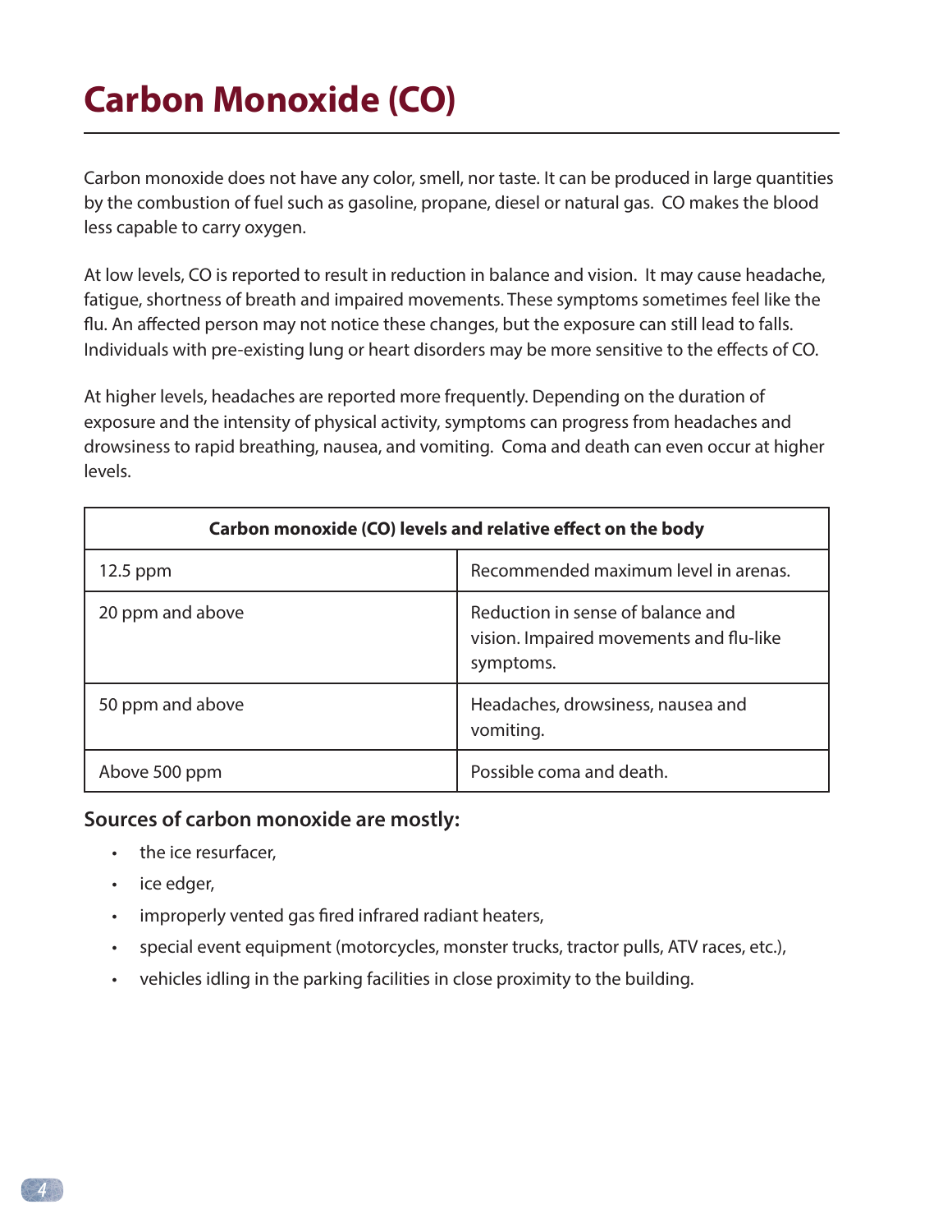# Carbon Monoxide (CO)

Carbon monoxide does not have any color, smell, nor taste. It can be produced in large quantities by the combustion of fuel such as gasoline, propane, diesel or natural gas. CO makes the blood less capable to carry oxygen.

At low levels, CO is reported to result in reduction in balance and vision. It may cause headache, fatigue, shortness of breath and impaired movements. These symptoms sometimes feel like the flu. An affected person may not notice these changes, but the exposure can still lead to falls. Individuals with pre-existing lung or heart disorders may be more sensitive to the effects of CO.

At higher levels, headaches are reported more frequently. Depending on the duration of exposure and the intensity of physical activity, symptoms can progress from headaches and drowsiness to rapid breathing, nausea, and vomiting. Coma and death can even occur at higher levels.

| **Carbon monoxide (CO) levels and relative effect on the body** | |
|---|---|
| 12.5 ppm | Recommended maximum level in arenas. |
| 20 ppm and above | Reduction in sense of balance and vision. Impaired movements and flu-like symptoms. |
| 50 ppm and above | Headaches, drowsiness, nausea and vomiting. |
| Above 500 ppm | Possible coma and death. |

### Sources of carbon monoxide are mostly:

- the ice resurfacer,
- ice edger,
- improperly vented gas fired infrared radiant heaters,
- special event equipment (motorcycles, monster trucks, tractor pulls, ATV races, etc.),
- vehicles idling in the parking facilities in close proximity to the building.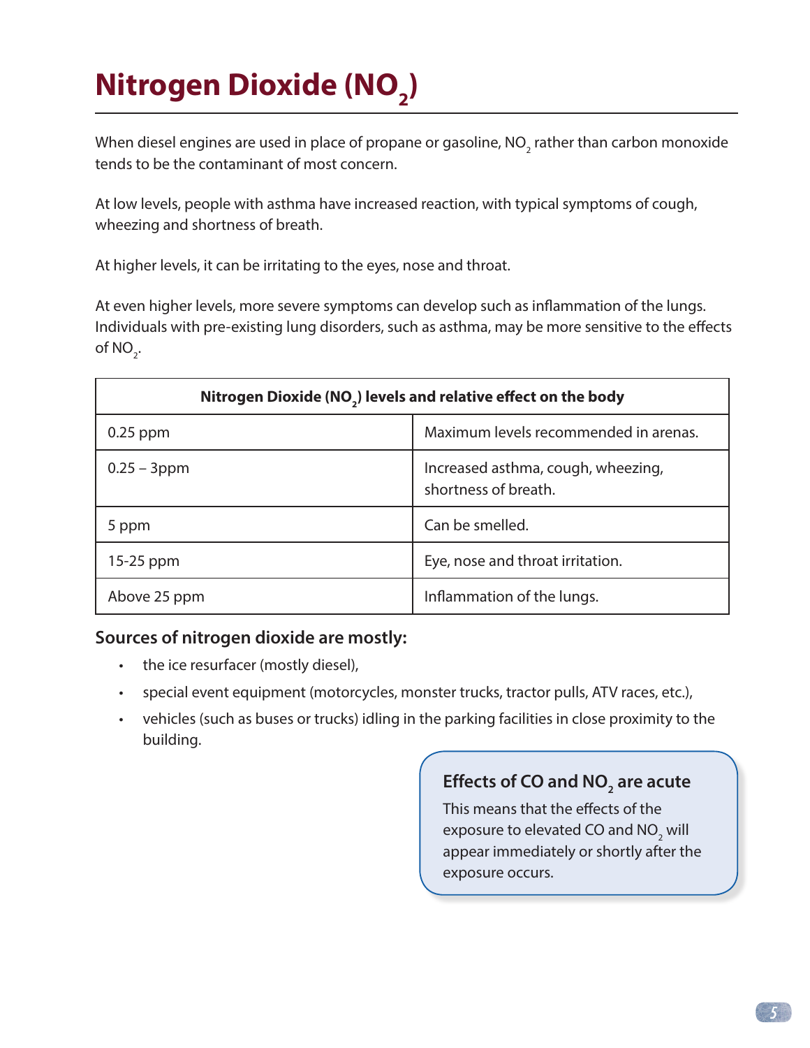# Nitrogen Dioxide ($NO_2$)

When diesel engines are used in place of propane or gasoline, $NO_2$ rather than carbon monoxide tends to be the contaminant of most concern.

At low levels, people with asthma have increased reaction, with typical symptoms of cough, wheezing and shortness of breath.

At higher levels, it can be irritating to the eyes, nose and throat.

At even higher levels, more severe symptoms can develop such as inflammation of the lungs. Individuals with pre-existing lung disorders, such as asthma, may be more sensitive to the effects of $NO_2$.

| **Nitrogen Dioxide ($NO_2$) levels and relative effect on the body** | |
|---|---|
| 0.25 ppm | Maximum levels recommended in arenas. |
| 0.25 – 3ppm | Increased asthma, cough, wheezing, shortness of breath. |
| 5 ppm | Can be smelled. |
| 15-25 ppm | Eye, nose and throat irritation. |
| Above 25 ppm | Inflammation of the lungs. |

### Sources of nitrogen dioxide are mostly:

- the ice resurfacer (mostly diesel),
- special event equipment (motorcycles, monster trucks, tractor pulls, ATV races, etc.),
- vehicles (such as buses or trucks) idling in the parking facilities in close proximity to the building.

**Effects of CO and $NO_2$ are acute**

This means that the effects of the exposure to elevated CO and $NO_2$ will appear immediately or shortly after the exposure occurs.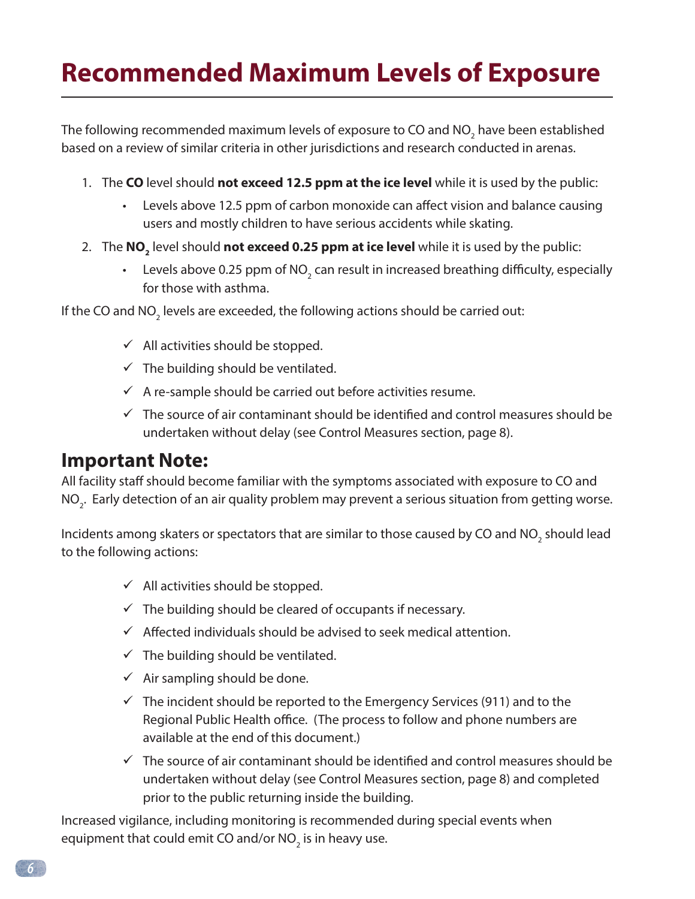# Recommended Maximum Levels of Exposure

The following recommended maximum levels of exposure to CO and $NO_2$ have been established based on a review of similar criteria in other jurisdictions and research conducted in arenas.

1. The **CO** level should **not exceed 12.5 ppm at the ice level** while it is used by the public:
   - Levels above 12.5 ppm of carbon monoxide can affect vision and balance causing users and mostly children to have serious accidents while skating.
2. The **$NO_2$** level should **not exceed 0.25 ppm at ice level** while it is used by the public:
   - Levels above 0.25 ppm of $NO_2$ can result in increased breathing difficulty, especially for those with asthma.

If the CO and $NO_2$ levels are exceeded, the following actions should be carried out:

- ✓ All activities should be stopped.
- ✓ The building should be ventilated.
- ✓ A re-sample should be carried out before activities resume.
- ✓ The source of air contaminant should be identified and control measures should be undertaken without delay (see Control Measures section, page 8).

## Important Note:

All facility staff should become familiar with the symptoms associated with exposure to CO and $NO_2$. Early detection of an air quality problem may prevent a serious situation from getting worse.

Incidents among skaters or spectators that are similar to those caused by CO and $NO_2$ should lead to the following actions:

- ✓ All activities should be stopped.
- ✓ The building should be cleared of occupants if necessary.
- ✓ Affected individuals should be advised to seek medical attention.
- ✓ The building should be ventilated.
- ✓ Air sampling should be done.
- ✓ The incident should be reported to the Emergency Services (911) and to the Regional Public Health office. (The process to follow and phone numbers are available at the end of this document.)
- ✓ The source of air contaminant should be identified and control measures should be undertaken without delay (see Control Measures section, page 8) and completed prior to the public returning inside the building.

Increased vigilance, including monitoring is recommended during special events when equipment that could emit CO and/or $NO_2$ is in heavy use.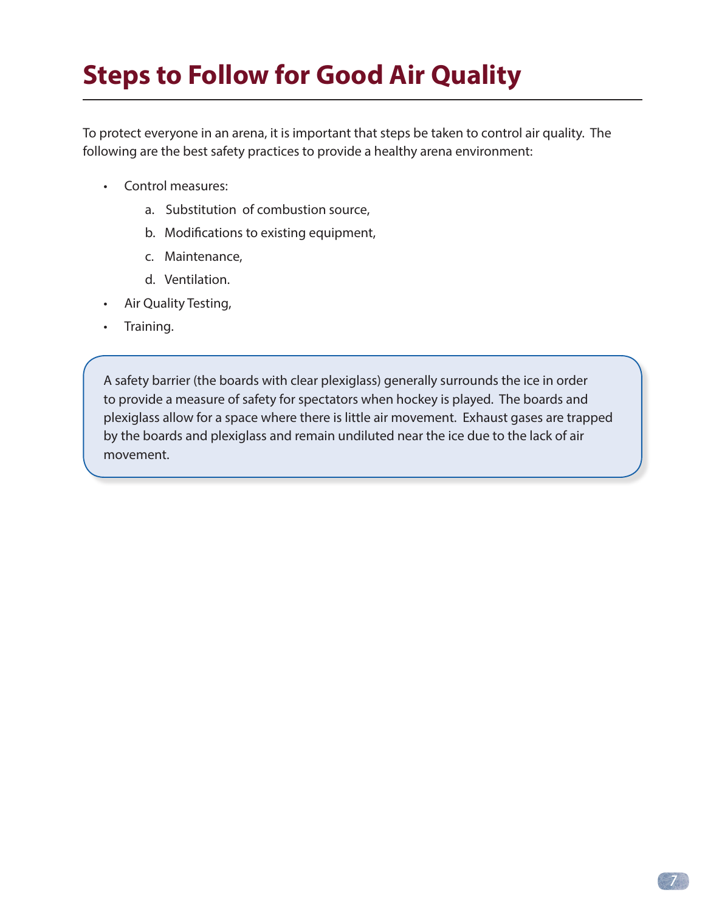# Steps to Follow for Good Air Quality

To protect everyone in an arena, it is important that steps be taken to control air quality. The following are the best safety practices to provide a healthy arena environment:

- Control measures:
  a. Substitution of combustion source,
  b. Modifications to existing equipment,
  c. Maintenance,
  d. Ventilation.
- Air Quality Testing,
- Training.

A safety barrier (the boards with clear plexiglass) generally surrounds the ice in order to provide a measure of safety for spectators when hockey is played. The boards and plexiglass allow for a space where there is little air movement. Exhaust gases are trapped by the boards and plexiglass and remain undiluted near the ice due to the lack of air movement.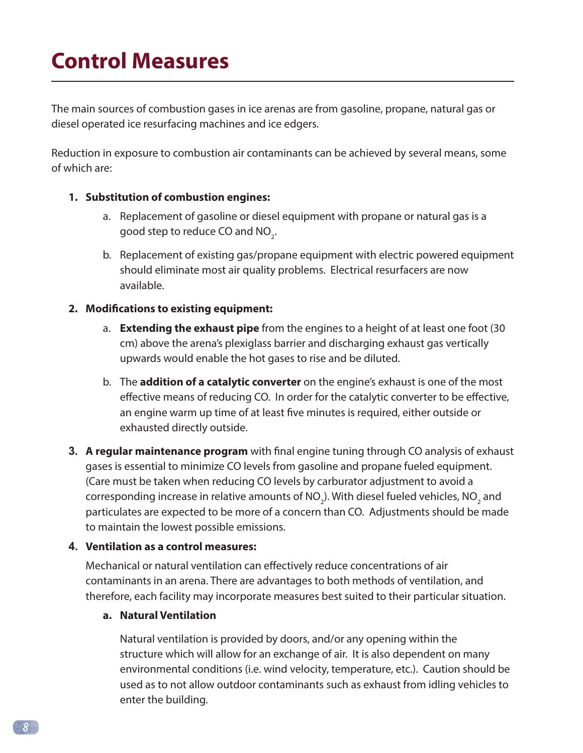# Control Measures

The main sources of combustion gases in ice arenas are from gasoline, propane, natural gas or diesel operated ice resurfacing machines and ice edgers.

Reduction in exposure to combustion air contaminants can be achieved by several means, some of which are:

1. **Substitution of combustion engines:**
   a. Replacement of gasoline or diesel equipment with propane or natural gas is a good step to reduce CO and $NO_2$.
   b. Replacement of existing gas/propane equipment with electric powered equipment should eliminate most air quality problems. Electrical resurfacers are now available.

2. **Modifications to existing equipment:**
   a. **Extending the exhaust pipe** from the engines to a height of at least one foot (30 cm) above the arena's plexiglass barrier and discharging exhaust gas vertically upwards would enable the hot gases to rise and be diluted.
   b. The **addition of a catalytic converter** on the engine's exhaust is one of the most effective means of reducing CO. In order for the catalytic converter to be effective, an engine warm up time of at least five minutes is required, either outside or exhausted directly outside.

3. **A regular maintenance program** with final engine tuning through CO analysis of exhaust gases is essential to minimize CO levels from gasoline and propane fueled equipment. (Care must be taken when reducing CO levels by carburator adjustment to avoid a corresponding increase in relative amounts of $NO_2$). With diesel fueled vehicles, $NO_2$ and particulates are expected to be more of a concern than CO. Adjustments should be made to maintain the lowest possible emissions.

4. **Ventilation as a control measures:**

   Mechanical or natural ventilation can effectively reduce concentrations of air contaminants in an arena. There are advantages to both methods of ventilation, and therefore, each facility may incorporate measures best suited to their particular situation.

   **a. Natural Ventilation**

   Natural ventilation is provided by doors, and/or any opening within the structure which will allow for an exchange of air. It is also dependent on many environmental conditions (i.e. wind velocity, temperature, etc.). Caution should be used as to not allow outdoor contaminants such as exhaust from idling vehicles to enter the building.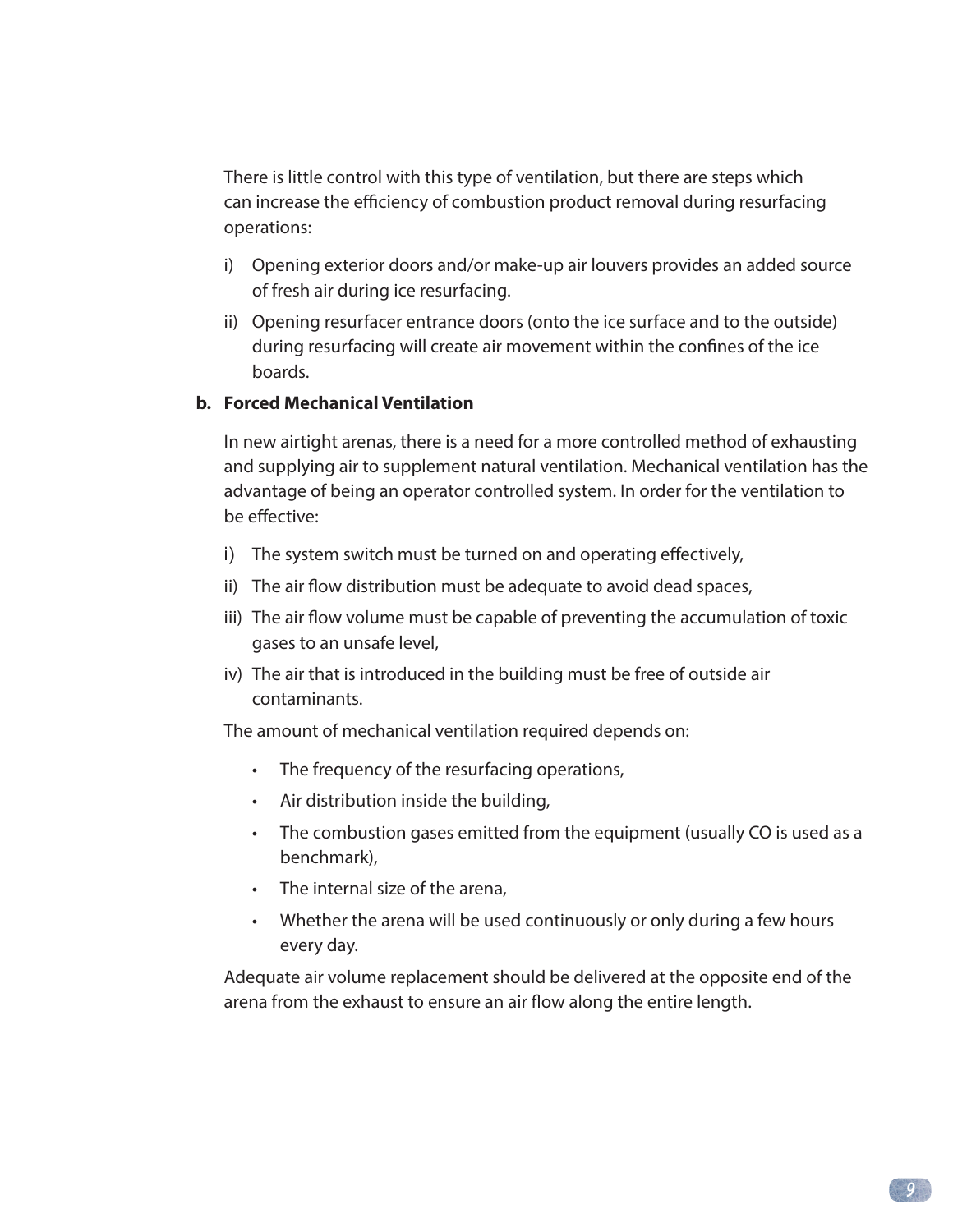There is little control with this type of ventilation, but there are steps which can increase the efficiency of combustion product removal during resurfacing operations:

i) Opening exterior doors and/or make-up air louvers provides an added source of fresh air during ice resurfacing.

ii) Opening resurfacer entrance doors (onto the ice surface and to the outside) during resurfacing will create air movement within the confines of the ice boards.

**b. Forced Mechanical Ventilation**

In new airtight arenas, there is a need for a more controlled method of exhausting and supplying air to supplement natural ventilation. Mechanical ventilation has the advantage of being an operator controlled system. In order for the ventilation to be effective:

i) The system switch must be turned on and operating effectively,

ii) The air flow distribution must be adequate to avoid dead spaces,

iii) The air flow volume must be capable of preventing the accumulation of toxic gases to an unsafe level,

iv) The air that is introduced in the building must be free of outside air contaminants.

The amount of mechanical ventilation required depends on:

- The frequency of the resurfacing operations,
- Air distribution inside the building,
- The combustion gases emitted from the equipment (usually CO is used as a benchmark),
- The internal size of the arena,
- Whether the arena will be used continuously or only during a few hours every day.

Adequate air volume replacement should be delivered at the opposite end of the arena from the exhaust to ensure an air flow along the entire length.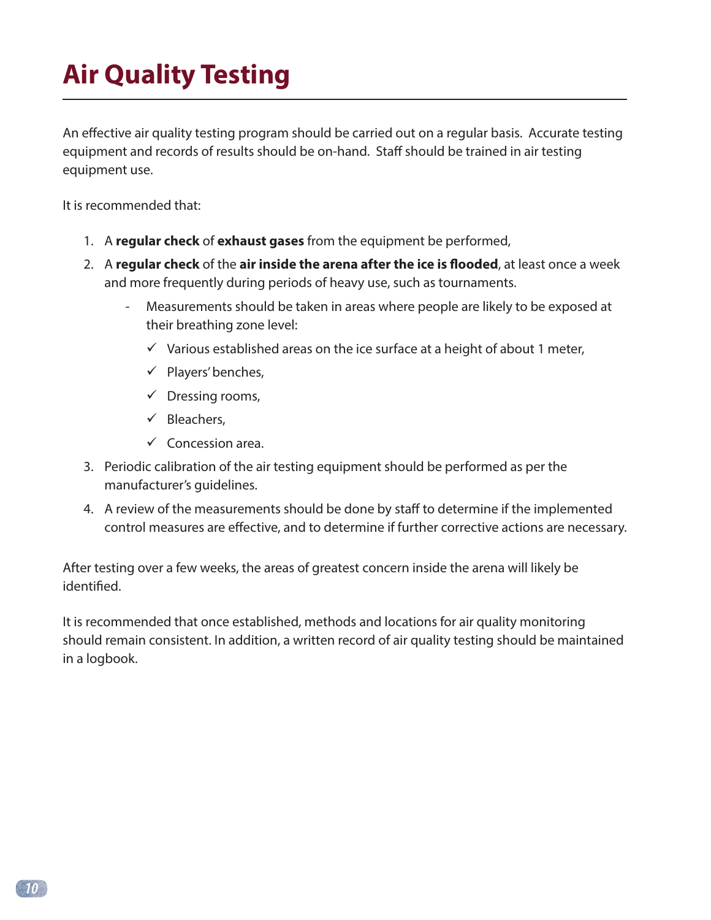# Air Quality Testing

An effective air quality testing program should be carried out on a regular basis. Accurate testing equipment and records of results should be on-hand. Staff should be trained in air testing equipment use.

It is recommended that:

1. A **regular check** of **exhaust gases** from the equipment be performed,
2. A **regular check** of the **air inside the arena after the ice is flooded**, at least once a week and more frequently during periods of heavy use, such as tournaments.
   - Measurements should be taken in areas where people are likely to be exposed at their breathing zone level:
     - ✓ Various established areas on the ice surface at a height of about 1 meter,
     - ✓ Players' benches,
     - ✓ Dressing rooms,
     - ✓ Bleachers,
     - ✓ Concession area.
3. Periodic calibration of the air testing equipment should be performed as per the manufacturer's guidelines.
4. A review of the measurements should be done by staff to determine if the implemented control measures are effective, and to determine if further corrective actions are necessary.

After testing over a few weeks, the areas of greatest concern inside the arena will likely be identified.

It is recommended that once established, methods and locations for air quality monitoring should remain consistent. In addition, a written record of air quality testing should be maintained in a logbook.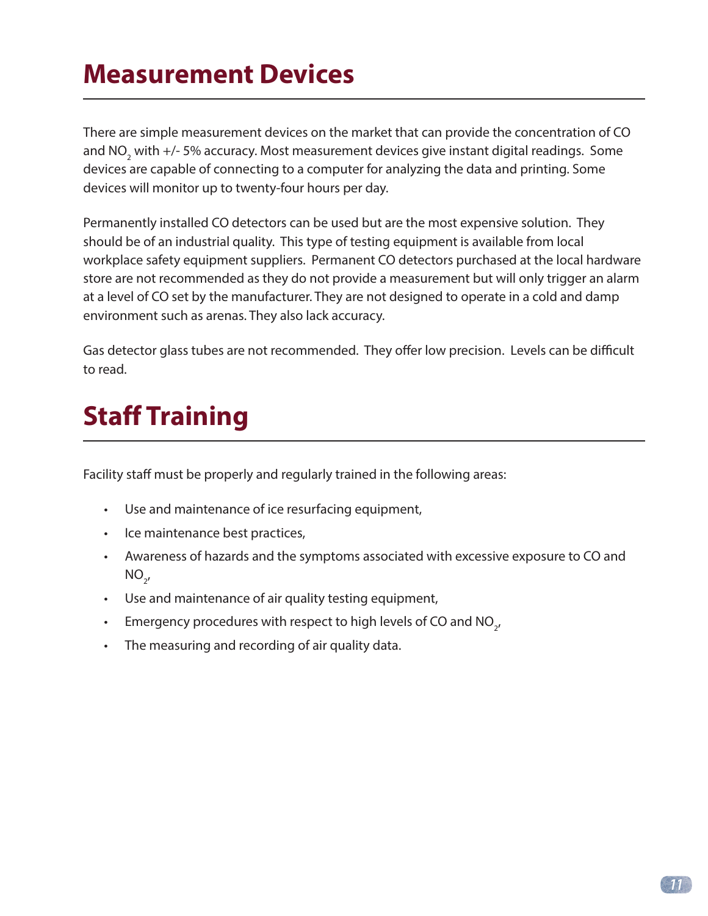## Measurement Devices

There are simple measurement devices on the market that can provide the concentration of CO and $NO_2$ with +/- 5% accuracy. Most measurement devices give instant digital readings. Some devices are capable of connecting to a computer for analyzing the data and printing. Some devices will monitor up to twenty-four hours per day.

Permanently installed CO detectors can be used but are the most expensive solution. They should be of an industrial quality. This type of testing equipment is available from local workplace safety equipment suppliers. Permanent CO detectors purchased at the local hardware store are not recommended as they do not provide a measurement but will only trigger an alarm at a level of CO set by the manufacturer. They are not designed to operate in a cold and damp environment such as arenas. They also lack accuracy.

Gas detector glass tubes are not recommended. They offer low precision. Levels can be difficult to read.

## Staff Training

Facility staff must be properly and regularly trained in the following areas:

- Use and maintenance of ice resurfacing equipment,
- Ice maintenance best practices,
- Awareness of hazards and the symptoms associated with excessive exposure to CO and $NO_2$,
- Use and maintenance of air quality testing equipment,
- Emergency procedures with respect to high levels of CO and $NO_2$,
- The measuring and recording of air quality data.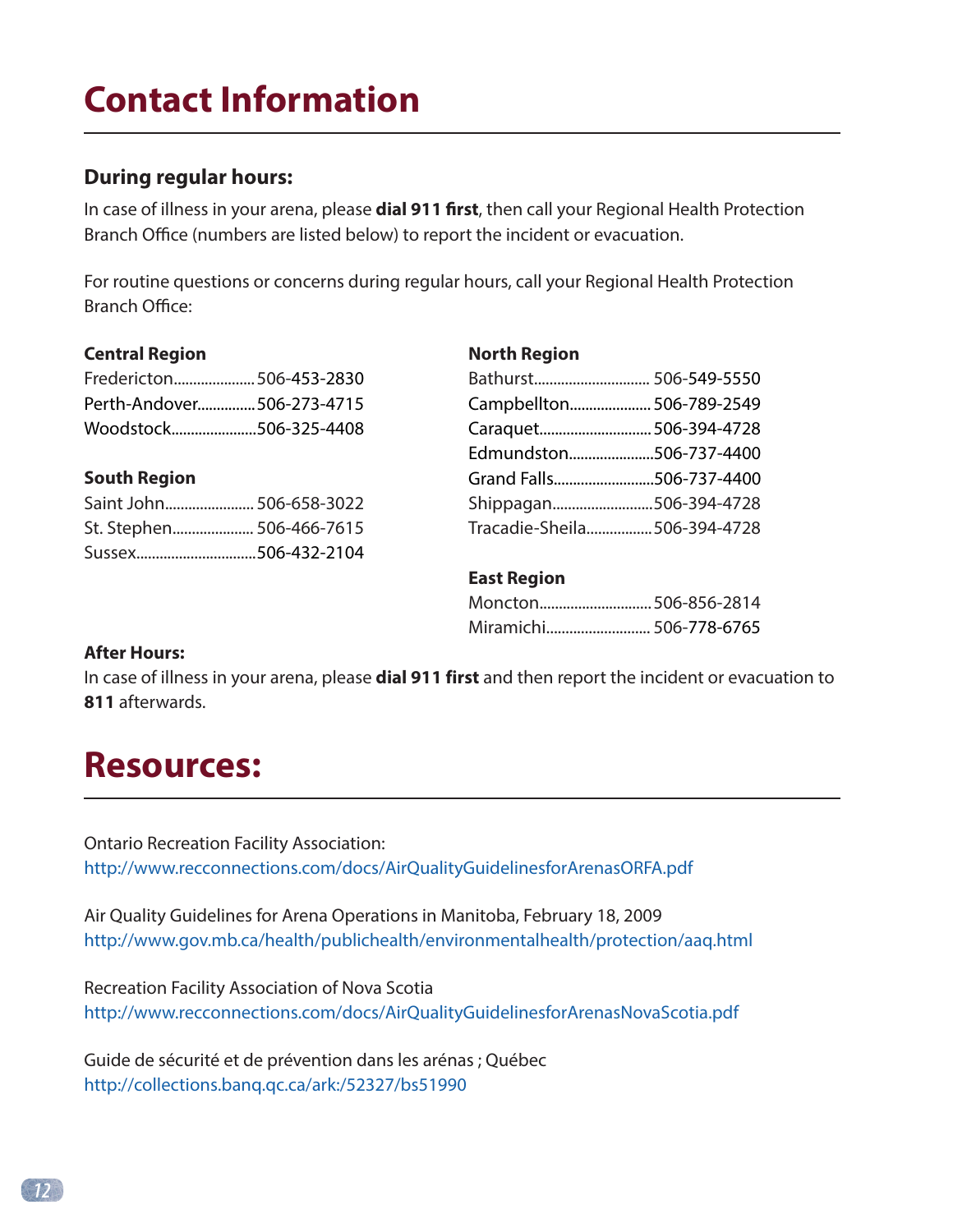# Contact Information

### During regular hours:

In case of illness in your arena, please **dial 911 first**, then call your Regional Health Protection Branch Office (numbers are listed below) to report the incident or evacuation.

For routine questions or concerns during regular hours, call your Regional Health Protection Branch Office:

**Central Region**

Fredericton.....................506-453-2830
Perth-Andover...............506-273-4715
Woodstock......................506-325-4408

**South Region**

Saint John.......................506-658-3022
St. Stephen.....................506-466-7615
Sussex...............................506-432-2104

**North Region**

Bathurst.............................506-549-5550
Campbellton.....................506-789-2549
Caraquet.............................506-394-4728
Edmundston......................506-737-4400
Grand Falls..........................506-737-4400
Shippagan..........................506-394-4728
Tracadie-Sheila.................506-394-4728

**East Region**

Moncton.............................506-856-2814
Miramichi...........................506-778-6765

**After Hours:**

In case of illness in your arena, please **dial 911 first** and then report the incident or evacuation to **811** afterwards.

# Resources:

Ontario Recreation Facility Association:
http://www.recconnections.com/docs/AirQualityGuidelinesforArenasORFA.pdf

Air Quality Guidelines for Arena Operations in Manitoba, February 18, 2009
http://www.gov.mb.ca/health/publichealth/environmentalhealth/protection/aaq.html

Recreation Facility Association of Nova Scotia
http://www.recconnections.com/docs/AirQualityGuidelinesforArenasNovaScotia.pdf

Guide de sécurité et de prévention dans les arénas ; Québec
http://collections.banq.qc.ca/ark:/52327/bs51990